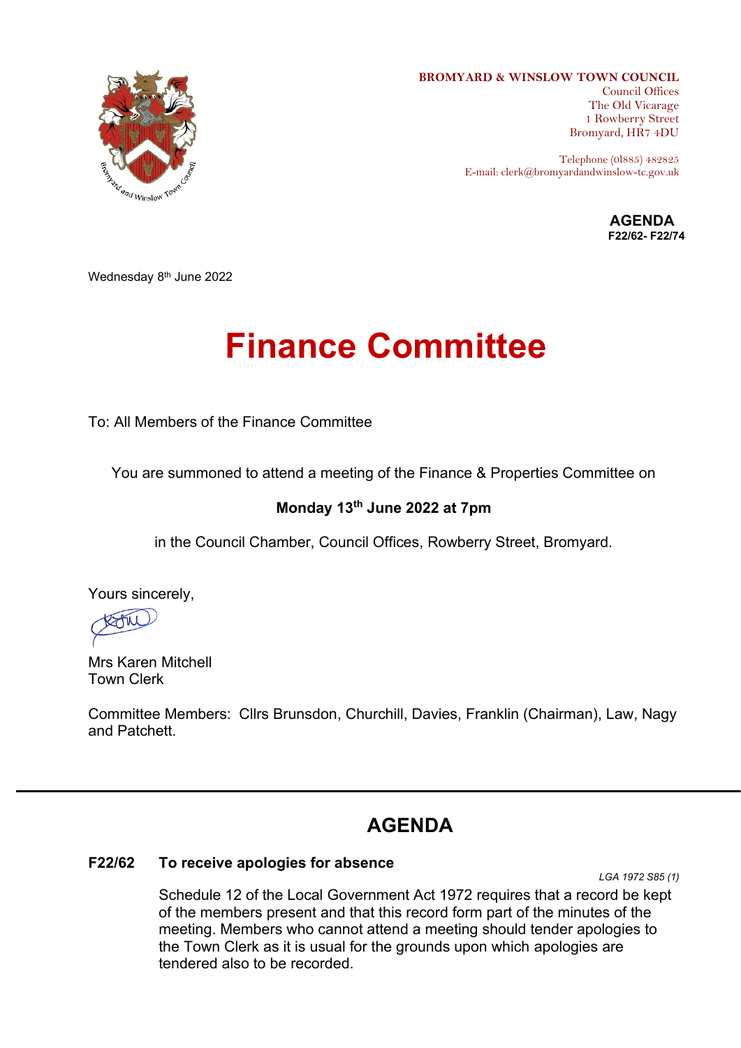**BROMYARD & WINSLOW TOWN COUNCIL**
Council Offices
The Old Vicarage
1 Rowberry Street
Bromyard, HR7 4DU

Telephone (01885) 482825
E-mail: clerk@bromyardandwinslow-tc.gov.uk

**AGENDA**
**F22/62- F22/74**

Wednesday 8th June 2022

# Finance Committee

To: All Members of the Finance Committee

You are summoned to attend a meeting of the Finance & Properties Committee on

**Monday 13th June 2022 at 7pm**

in the Council Chamber, Council Offices, Rowberry Street, Bromyard.

Yours sincerely,

Mrs Karen Mitchell
Town Clerk

Committee Members: Cllrs Brunsdon, Churchill, Davies, Franklin (Chairman), Law, Nagy and Patchett.

---

## AGENDA

### F22/62 To receive apologies for absence

*LGA 1972 S85 (1)*

Schedule 12 of the Local Government Act 1972 requires that a record be kept of the members present and that this record form part of the minutes of the meeting. Members who cannot attend a meeting should tender apologies to the Town Clerk as it is usual for the grounds upon which apologies are tendered also to be recorded.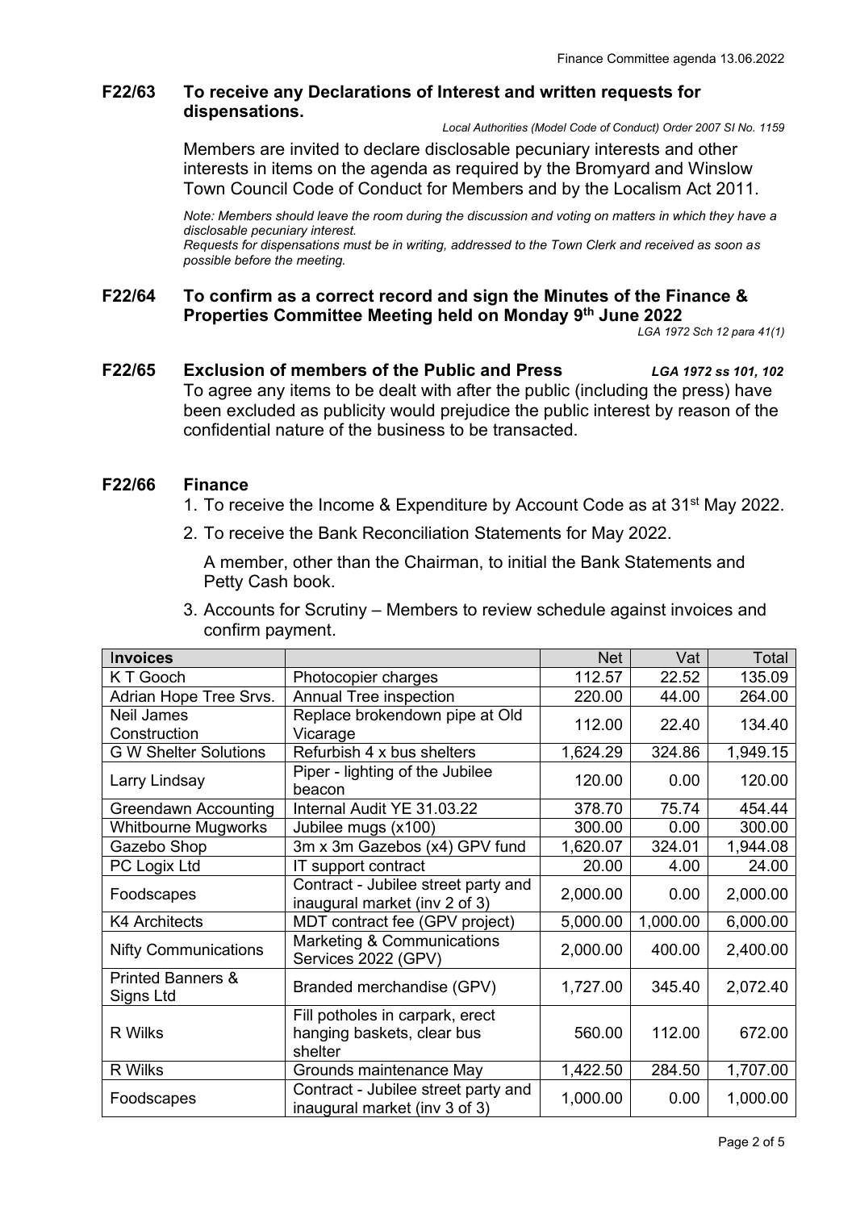### F22/63 To receive any Declarations of Interest and written requests for dispensations.

*Local Authorities (Model Code of Conduct) Order 2007 SI No. 1159*

Members are invited to declare disclosable pecuniary interests and other interests in items on the agenda as required by the Bromyard and Winslow Town Council Code of Conduct for Members and by the Localism Act 2011.

*Note: Members should leave the room during the discussion and voting on matters in which they have a disclosable pecuniary interest.*
*Requests for dispensations must be in writing, addressed to the Town Clerk and received as soon as possible before the meeting.*

### F22/64 To confirm as a correct record and sign the Minutes of the Finance & Properties Committee Meeting held on Monday 9th June 2022

*LGA 1972 Sch 12 para 41(1)*

### F22/65 Exclusion of members of the Public and Press *LGA 1972 ss 101, 102*

To agree any items to be dealt with after the public (including the press) have been excluded as publicity would prejudice the public interest by reason of the confidential nature of the business to be transacted.

### F22/66 Finance

1. To receive the Income & Expenditure by Account Code as at 31st May 2022.
2. To receive the Bank Reconciliation Statements for May 2022.

   A member, other than the Chairman, to initial the Bank Statements and Petty Cash book.

3. Accounts for Scrutiny – Members to review schedule against invoices and confirm payment.

| Invoices | | Net | Vat | Total |
|---|---|---|---|---|
| K T Gooch | Photocopier charges | 112.57 | 22.52 | 135.09 |
| Adrian Hope Tree Srvs. | Annual Tree inspection | 220.00 | 44.00 | 264.00 |
| Neil James Construction | Replace brokendown pipe at Old Vicarage | 112.00 | 22.40 | 134.40 |
| G W Shelter Solutions | Refurbish 4 x bus shelters | 1,624.29 | 324.86 | 1,949.15 |
| Larry Lindsay | Piper - lighting of the Jubilee beacon | 120.00 | 0.00 | 120.00 |
| Greendawn Accounting | Internal Audit YE 31.03.22 | 378.70 | 75.74 | 454.44 |
| Whitbourne Mugworks | Jubilee mugs (x100) | 300.00 | 0.00 | 300.00 |
| Gazebo Shop | 3m x 3m Gazebos (x4) GPV fund | 1,620.07 | 324.01 | 1,944.08 |
| PC Logix Ltd | IT support contract | 20.00 | 4.00 | 24.00 |
| Foodscapes | Contract - Jubilee street party and inaugural market (inv 2 of 3) | 2,000.00 | 0.00 | 2,000.00 |
| K4 Architects | MDT contract fee (GPV project) | 5,000.00 | 1,000.00 | 6,000.00 |
| Nifty Communications | Marketing & Communications Services 2022 (GPV) | 2,000.00 | 400.00 | 2,400.00 |
| Printed Banners & Signs Ltd | Branded merchandise (GPV) | 1,727.00 | 345.40 | 2,072.40 |
| R Wilks | Fill potholes in carpark, erect hanging baskets, clear bus shelter | 560.00 | 112.00 | 672.00 |
| R Wilks | Grounds maintenance May | 1,422.50 | 284.50 | 1,707.00 |
| Foodscapes | Contract - Jubilee street party and inaugural market (inv 3 of 3) | 1,000.00 | 0.00 | 1,000.00 |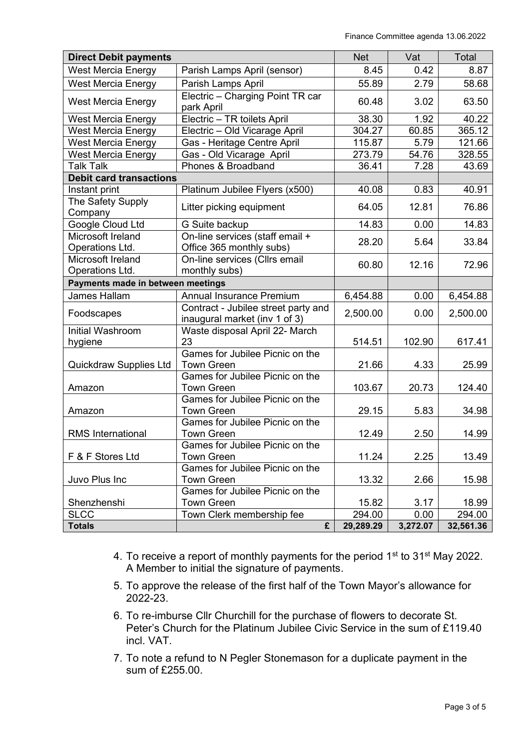| Direct Debit payments | | Net | Vat | Total |
|---|---|---|---|---|
| West Mercia Energy | Parish Lamps April (sensor) | 8.45 | 0.42 | 8.87 |
| West Mercia Energy | Parish Lamps April | 55.89 | 2.79 | 58.68 |
| West Mercia Energy | Electric – Charging Point TR car park April | 60.48 | 3.02 | 63.50 |
| West Mercia Energy | Electric – TR toilets April | 38.30 | 1.92 | 40.22 |
| West Mercia Energy | Electric – Old Vicarage April | 304.27 | 60.85 | 365.12 |
| West Mercia Energy | Gas - Heritage Centre April | 115.87 | 5.79 | 121.66 |
| West Mercia Energy | Gas - Old Vicarage April | 273.79 | 54.76 | 328.55 |
| Talk Talk | Phones & Broadband | 36.41 | 7.28 | 43.69 |
| **Debit card transactions** | | | | |
| Instant print | Platinum Jubilee Flyers (x500) | 40.08 | 0.83 | 40.91 |
| The Safety Supply Company | Litter picking equipment | 64.05 | 12.81 | 76.86 |
| Google Cloud Ltd | G Suite backup | 14.83 | 0.00 | 14.83 |
| Microsoft Ireland Operations Ltd. | On-line services (staff email + Office 365 monthly subs) | 28.20 | 5.64 | 33.84 |
| Microsoft Ireland Operations Ltd. | On-line services (Cllrs email monthly subs) | 60.80 | 12.16 | 72.96 |
| **Payments made in between meetings** | | | | |
| James Hallam | Annual Insurance Premium | 6,454.88 | 0.00 | 6,454.88 |
| Foodscapes | Contract - Jubilee street party and inaugural market (inv 1 of 3) | 2,500.00 | 0.00 | 2,500.00 |
| Initial Washroom hygiene | Waste disposal April 22- March 23 | 514.51 | 102.90 | 617.41 |
| Quickdraw Supplies Ltd | Games for Jubilee Picnic on the Town Green | 21.66 | 4.33 | 25.99 |
| Amazon | Games for Jubilee Picnic on the Town Green | 103.67 | 20.73 | 124.40 |
| Amazon | Games for Jubilee Picnic on the Town Green | 29.15 | 5.83 | 34.98 |
| RMS International | Games for Jubilee Picnic on the Town Green | 12.49 | 2.50 | 14.99 |
| F & F Stores Ltd | Games for Jubilee Picnic on the Town Green | 11.24 | 2.25 | 13.49 |
| Juvo Plus Inc | Games for Jubilee Picnic on the Town Green | 13.32 | 2.66 | 15.98 |
| Shenzhenshi | Games for Jubilee Picnic on the Town Green | 15.82 | 3.17 | 18.99 |
| SLCC | Town Clerk membership fee | 294.00 | 0.00 | 294.00 |
| **Totals** | **£** | **29,289.29** | **3,272.07** | **32,561.36** |

4. To receive a report of monthly payments for the period 1st to 31st May 2022. A Member to initial the signature of payments.
5. To approve the release of the first half of the Town Mayor's allowance for 2022-23.
6. To re-imburse Cllr Churchill for the purchase of flowers to decorate St. Peter's Church for the Platinum Jubilee Civic Service in the sum of £119.40 incl. VAT.
7. To note a refund to N Pegler Stonemason for a duplicate payment in the sum of £255.00.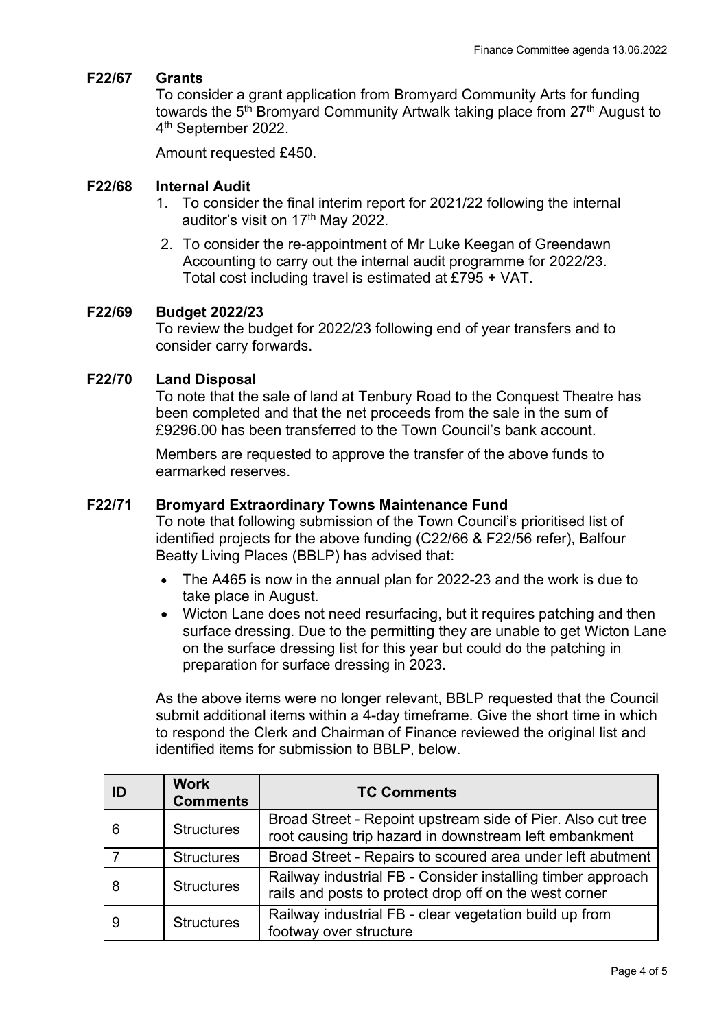**F22/67 Grants**

To consider a grant application from Bromyard Community Arts for funding towards the 5th Bromyard Community Artwalk taking place from 27th August to 4th September 2022.

Amount requested £450.

**F22/68 Internal Audit**

1. To consider the final interim report for 2021/22 following the internal auditor's visit on 17th May 2022.
2. To consider the re-appointment of Mr Luke Keegan of Greendawn Accounting to carry out the internal audit programme for 2022/23. Total cost including travel is estimated at £795 + VAT.

**F22/69 Budget 2022/23**

To review the budget for 2022/23 following end of year transfers and to consider carry forwards.

**F22/70 Land Disposal**

To note that the sale of land at Tenbury Road to the Conquest Theatre has been completed and that the net proceeds from the sale in the sum of £9296.00 has been transferred to the Town Council's bank account.

Members are requested to approve the transfer of the above funds to earmarked reserves.

**F22/71 Bromyard Extraordinary Towns Maintenance Fund**

To note that following submission of the Town Council's prioritised list of identified projects for the above funding (C22/66 & F22/56 refer), Balfour Beatty Living Places (BBLP) has advised that:

- The A465 is now in the annual plan for 2022-23 and the work is due to take place in August.
- Wicton Lane does not need resurfacing, but it requires patching and then surface dressing. Due to the permitting they are unable to get Wicton Lane on the surface dressing list for this year but could do the patching in preparation for surface dressing in 2023.

As the above items were no longer relevant, BBLP requested that the Council submit additional items within a 4-day timeframe. Give the short time in which to respond the Clerk and Chairman of Finance reviewed the original list and identified items for submission to BBLP, below.

| ID | Work Comments | TC Comments |
|---|---|---|
| 6 | Structures | Broad Street - Repoint upstream side of Pier. Also cut tree root causing trip hazard in downstream left embankment |
| 7 | Structures | Broad Street - Repairs to scoured area under left abutment |
| 8 | Structures | Railway industrial FB - Consider installing timber approach rails and posts to protect drop off on the west corner |
| 9 | Structures | Railway industrial FB - clear vegetation build up from footway over structure |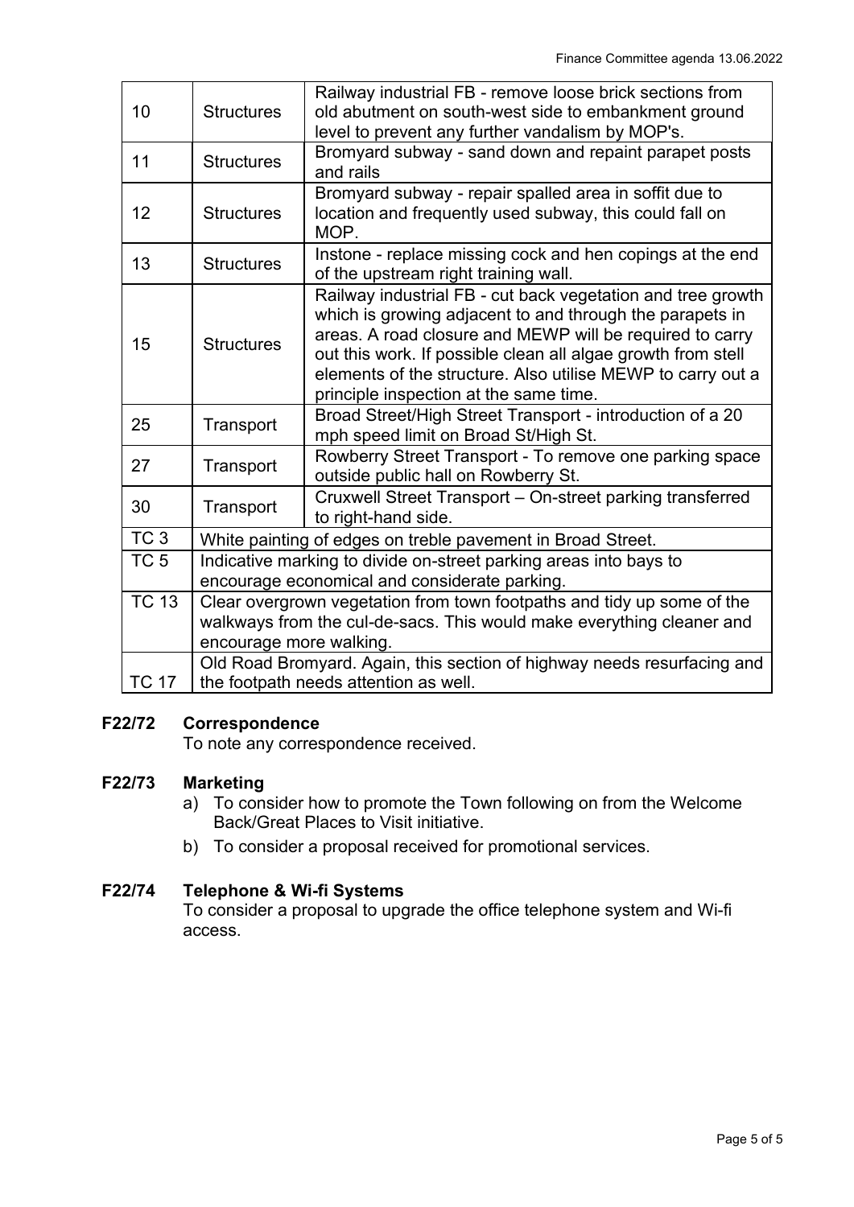| | | |
|---|---|---|
| 10 | Structures | Railway industrial FB - remove loose brick sections from old abutment on south-west side to embankment ground level to prevent any further vandalism by MOP's. |
| 11 | Structures | Bromyard subway - sand down and repaint parapet posts and rails |
| 12 | Structures | Bromyard subway - repair spalled area in soffit due to location and frequently used subway, this could fall on MOP. |
| 13 | Structures | Instone - replace missing cock and hen copings at the end of the upstream right training wall. |
| 15 | Structures | Railway industrial FB - cut back vegetation and tree growth which is growing adjacent to and through the parapets in areas. A road closure and MEWP will be required to carry out this work. If possible clean all algae growth from stell elements of the structure. Also utilise MEWP to carry out a principle inspection at the same time. |
| 25 | Transport | Broad Street/High Street Transport - introduction of a 20 mph speed limit on Broad St/High St. |
| 27 | Transport | Rowberry Street Transport - To remove one parking space outside public hall on Rowberry St. |
| 30 | Transport | Cruxwell Street Transport – On-street parking transferred to right-hand side. |
| TC 3 | White painting of edges on treble pavement in Broad Street. | |
| TC 5 | Indicative marking to divide on-street parking areas into bays to encourage economical and considerate parking. | |
| TC 13 | Clear overgrown vegetation from town footpaths and tidy up some of the walkways from the cul-de-sacs. This would make everything cleaner and encourage more walking. | |
| TC 17 | Old Road Bromyard. Again, this section of highway needs resurfacing and the footpath needs attention as well. | |

**F22/72 Correspondence**

To note any correspondence received.

**F22/73 Marketing**

a) To consider how to promote the Town following on from the Welcome Back/Great Places to Visit initiative.

b) To consider a proposal received for promotional services.

**F22/74 Telephone & Wi-fi Systems**

To consider a proposal to upgrade the office telephone system and Wi-fi access.